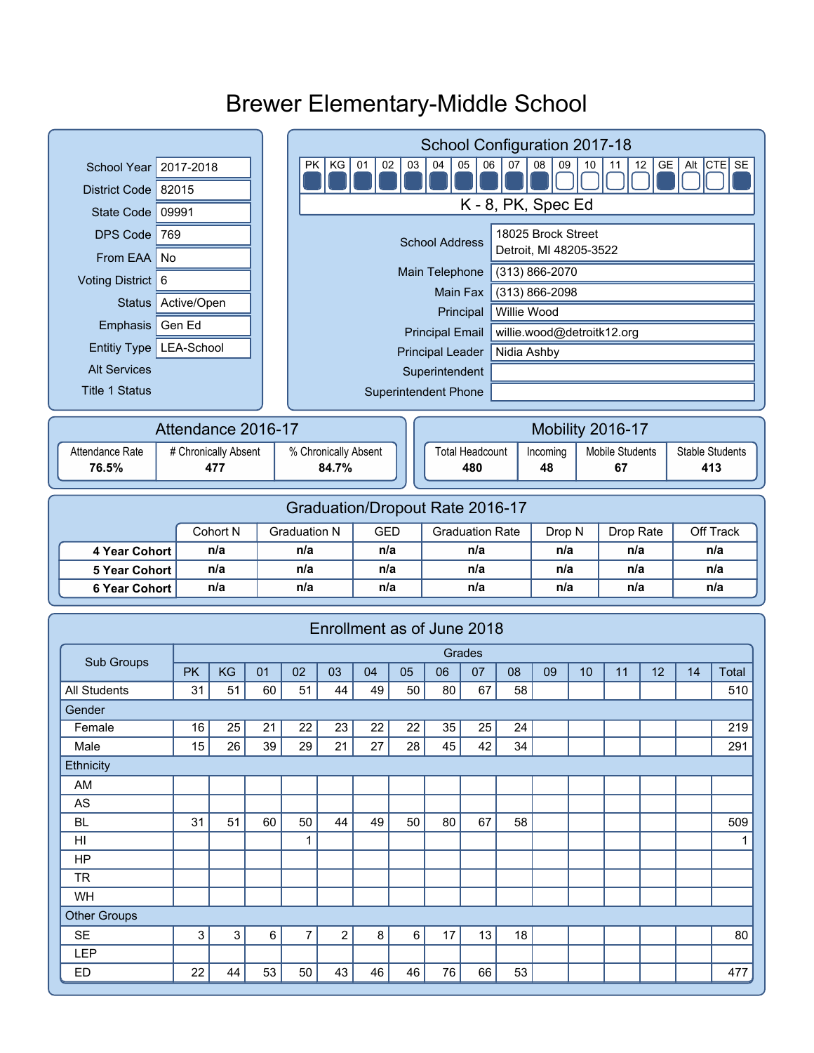# Brewer Elementary-Middle School

| | |
|---|---|
| School Year | 2017-2018 |
| District Code | 82015 |
| State Code | 09991 |
| DPS Code | 769 |
| From EAA | No |
| Voting District | 6 |
| Status | Active/Open |
| Emphasis | Gen Ed |
| Entitiy Type | LEA-School |
| Alt Services | |
| Title 1 Status | |

## School Configuration 2017-18

| PK | KG | 01 | 02 | 03 | 04 | 05 | 06 | 07 | 08 | 09 | 10 | 11 | 12 | GE | Alt | CTE | SE |
|---|---|---|---|---|---|---|---|---|---|---|---|---|---|---|---|---|---|
| ■ | ■ | ■ | ■ | ■ | ■ | ■ | ■ | ■ | ■ | □ | □ | □ | □ | ■ | □ | □ | ■ |

K - 8, PK, Spec Ed

| | |
|---|---|
| School Address | 18025 Brock Street<br>Detroit, MI 48205-3522 |
| Main Telephone | (313) 866-2070 |
| Main Fax | (313) 866-2098 |
| Principal | Willie Wood |
| Principal Email | willie.wood@detroitk12.org |
| Principal Leader | Nidia Ashby |
| Superintendent | |
| Superintendent Phone | |

## Attendance 2016-17

| Attendance Rate | # Chronically Absent | % Chronically Absent |
|---|---|---|
| 76.5% | 477 | 84.7% |

## Mobility 2016-17

| Total Headcount | Incoming | Mobile Students | Stable Students |
|---|---|---|---|
| 480 | 48 | 67 | 413 |

## Graduation/Dropout Rate 2016-17

| | Cohort N | Graduation N | GED | Graduation Rate | Drop N | Drop Rate | Off Track |
|---|---|---|---|---|---|---|---|
| **4 Year Cohort** | n/a | n/a | n/a | n/a | n/a | n/a | n/a |
| **5 Year Cohort** | n/a | n/a | n/a | n/a | n/a | n/a | n/a |
| **6 Year Cohort** | n/a | n/a | n/a | n/a | n/a | n/a | n/a |

## Enrollment as of June 2018

| Sub Groups | Grades | | | | | | | | | | | | | | |
|---|---|---|---|---|---|---|---|---|---|---|---|---|---|---|---|
| | PK | KG | 01 | 02 | 03 | 04 | 05 | 06 | 07 | 08 | 09 | 10 | 11 | 12 | 14 | Total |
| All Students | 31 | 51 | 60 | 51 | 44 | 49 | 50 | 80 | 67 | 58 | | | | | | 510 |
| Gender | | | | | | | | | | | | | | | | |
| Female | 16 | 25 | 21 | 22 | 23 | 22 | 22 | 35 | 25 | 24 | | | | | | 219 |
| Male | 15 | 26 | 39 | 29 | 21 | 27 | 28 | 45 | 42 | 34 | | | | | | 291 |
| Ethnicity | | | | | | | | | | | | | | | | |
| AM | | | | | | | | | | | | | | | | |
| AS | | | | | | | | | | | | | | | | |
| BL | 31 | 51 | 60 | 50 | 44 | 49 | 50 | 80 | 67 | 58 | | | | | | 509 |
| HI | | | | 1 | | | | | | | | | | | | 1 |
| HP | | | | | | | | | | | | | | | | |
| TR | | | | | | | | | | | | | | | | |
| WH | | | | | | | | | | | | | | | | |
| Other Groups | | | | | | | | | | | | | | | | |
| SE | 3 | 3 | 6 | 7 | 2 | 8 | 6 | 17 | 13 | 18 | | | | | | 80 |
| LEP | | | | | | | | | | | | | | | | |
| ED | 22 | 44 | 53 | 50 | 43 | 46 | 46 | 76 | 66 | 53 | | | | | | 477 |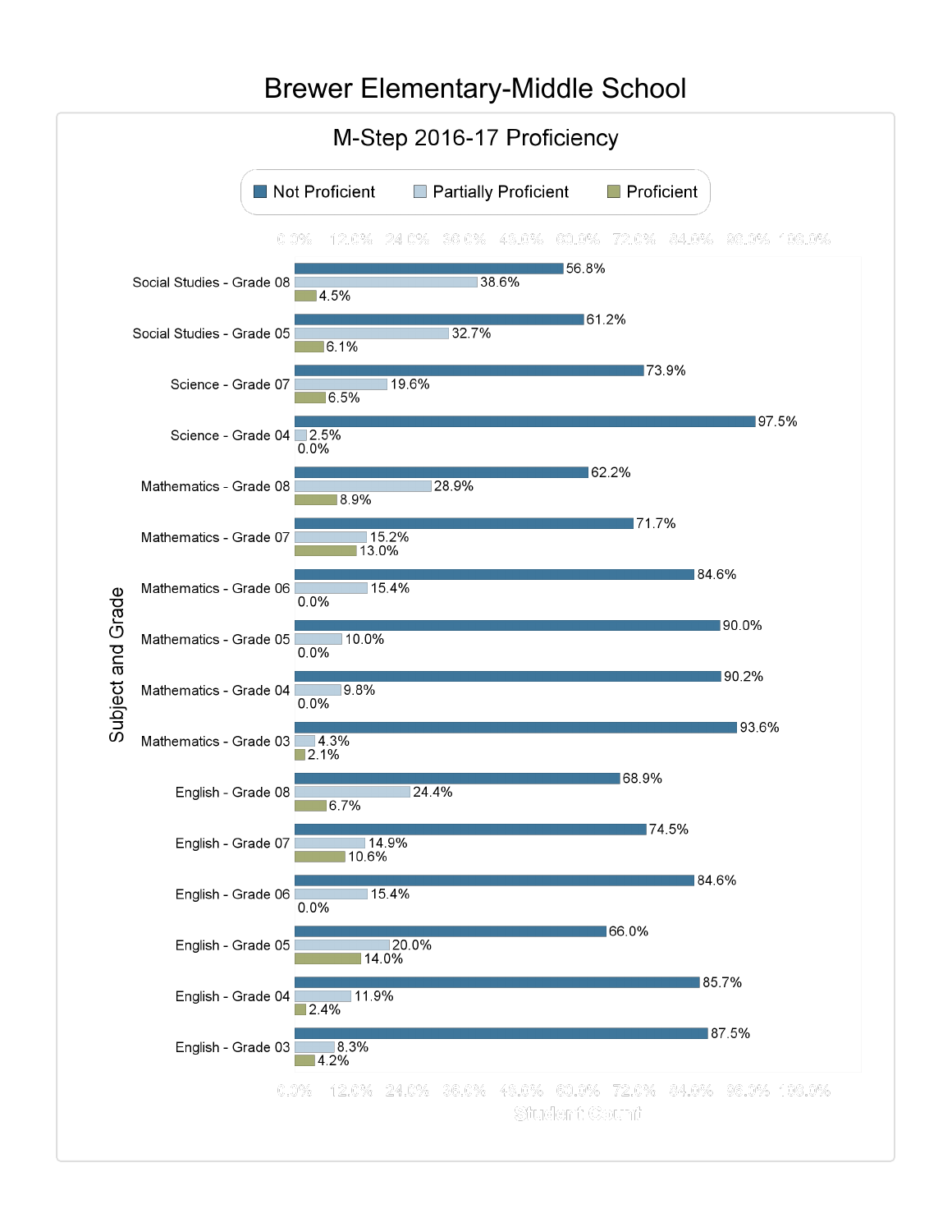# Brewer Elementary-Middle School

## M-Step 2016-17 Proficiency

| Subject and Grade | Not Proficient | Partially Proficient | Proficient |
| --- | --- | --- | --- |
| Social Studies - Grade 08 | 56.8% | 38.6% | 4.5% |
| Social Studies - Grade 05 | 61.2% | 32.7% | 6.1% |
| Science - Grade 07 | 73.9% | 19.6% | 6.5% |
| Science - Grade 04 | 97.5% | 2.5% | 0.0% |
| Mathematics - Grade 08 | 62.2% | 28.9% | 8.9% |
| Mathematics - Grade 07 | 71.7% | 15.2% | 13.0% |
| Mathematics - Grade 06 | 84.6% | 15.4% | 0.0% |
| Mathematics - Grade 05 | 90.0% | 10.0% | 0.0% |
| Mathematics - Grade 04 | 90.2% | 9.8% | 0.0% |
| Mathematics - Grade 03 | 93.6% | 4.3% | 2.1% |
| English - Grade 08 | 68.9% | 24.4% | 6.7% |
| English - Grade 07 | 74.5% | 14.9% | 10.6% |
| English - Grade 06 | 84.6% | 15.4% | 0.0% |
| English - Grade 05 | 66.0% | 20.0% | 14.0% |
| English - Grade 04 | 85.7% | 11.9% | 2.4% |
| English - Grade 03 | 87.5% | 8.3% | 4.2% |

Student Count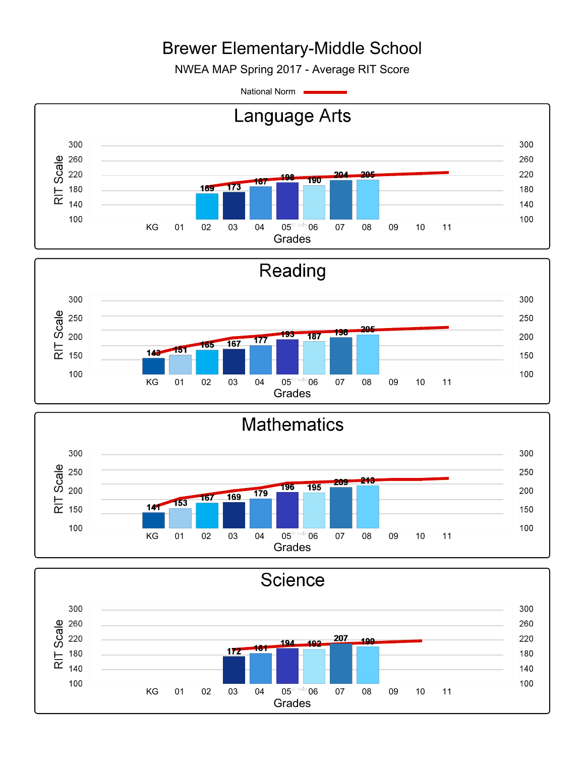# Brewer Elementary-Middle School

NWEA MAP Spring 2017 - Average RIT Score

National Norm

## Language Arts

| Grade | 02 | 03 | 04 | 05 | 06 | 07 | 08 |
|---|---|---|---|---|---|---|---|
| Average RIT Score | 169 | 173 | 187 | 198 | 190 | 204 | 205 |

## Reading

| Grade | KG | 01 | 02 | 03 | 04 | 05 | 06 | 07 | 08 |
|---|---|---|---|---|---|---|---|---|---|
| Average RIT Score | 143 | 151 | 165 | 167 | 177 | 193 | 187 | 198 | 205 |

## Mathematics

| Grade | KG | 01 | 02 | 03 | 04 | 05 | 06 | 07 | 08 |
|---|---|---|---|---|---|---|---|---|---|
| Average RIT Score | 141 | 153 | 167 | 169 | 179 | 196 | 195 | 209 | 213 |

## Science

| Grade | 03 | 04 | 05 | 06 | 07 | 08 |
|---|---|---|---|---|---|---|
| Average RIT Score | 172 | 181 | 194 | 192 | 207 | 199 |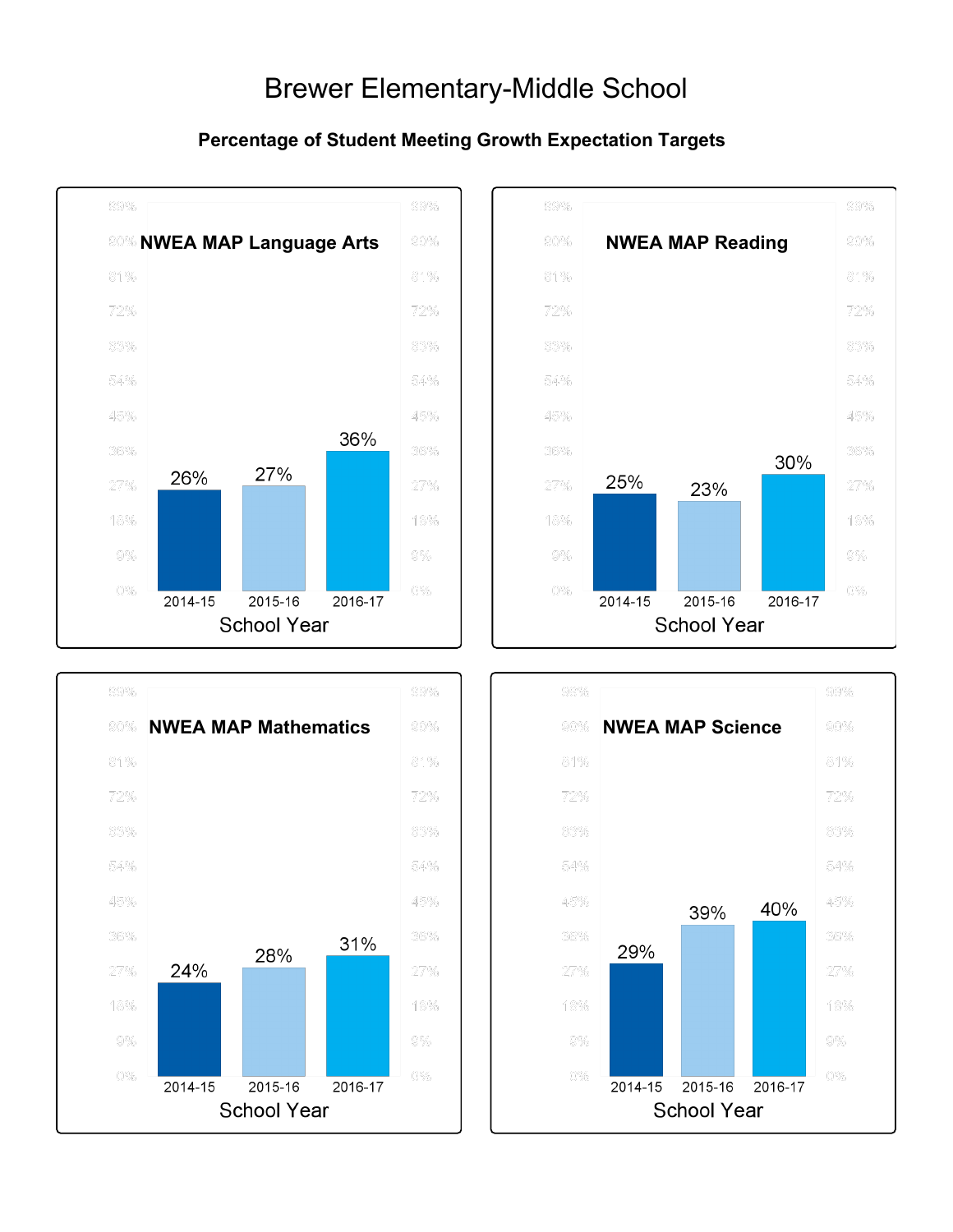# Brewer Elementary-Middle School

**Percentage of Student Meeting Growth Expectation Targets**

**NWEA MAP Language Arts**

26%
27%
36%

2014-15
2015-16
2016-17

School Year

**NWEA MAP Reading**

25%
23%
30%

2014-15
2015-16
2016-17

School Year

**NWEA MAP Mathematics**

24%
28%
31%

2014-15
2015-16
2016-17

School Year

**NWEA MAP Science**

29%
39%
40%

2014-15
2015-16
2016-17

School Year